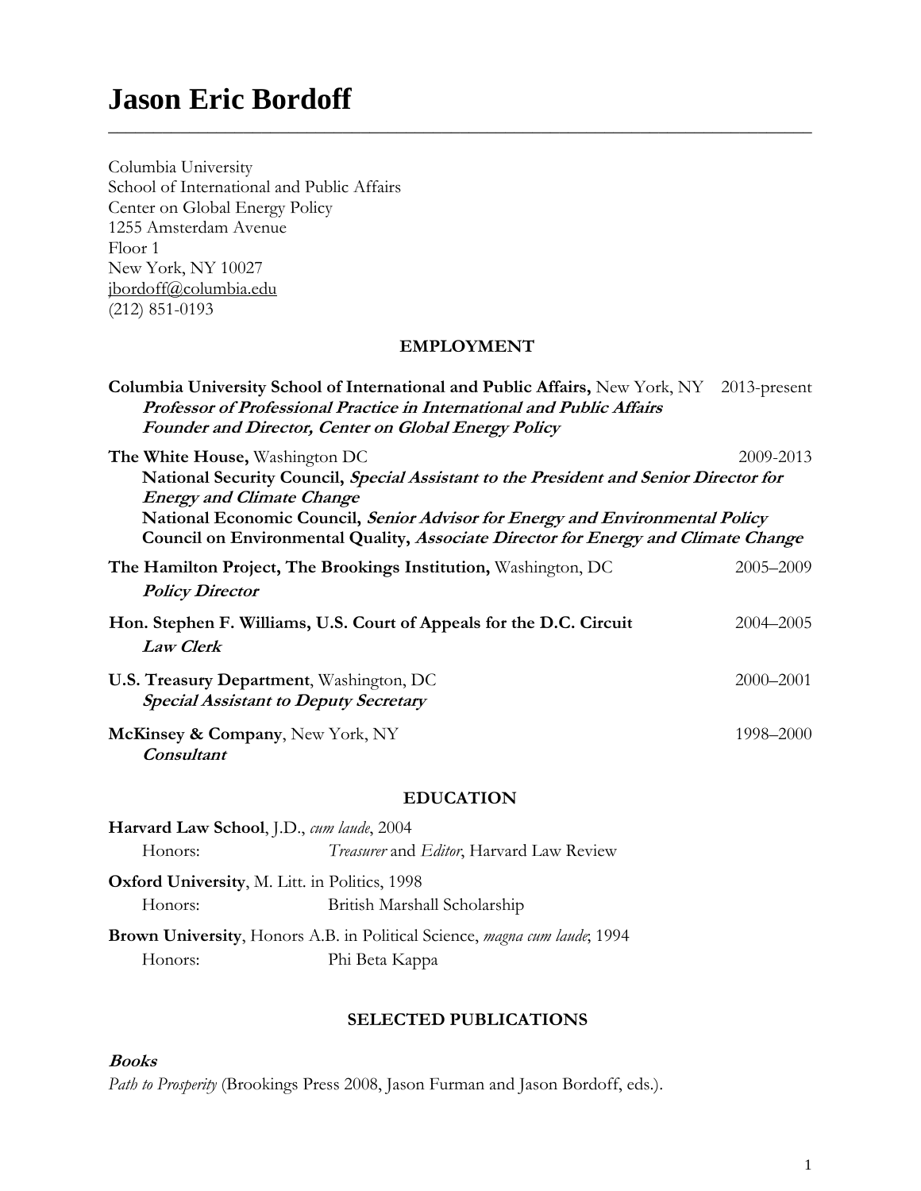# Jason Eric Bordoff

Columbia University
School of International and Public Affairs
Center on Global Energy Policy
1255 Amsterdam Avenue
Floor 1
New York, NY 10027
jbordoff@columbia.edu
(212) 851-0193

## EMPLOYMENT

**Columbia University School of International and Public Affairs,** New York, NY 2013-present
***Professor of Professional Practice in International and Public Affairs***
***Founder and Director, Center on Global Energy Policy***

**The White House,** Washington DC 2009-2013
**National Security Council,** ***Special Assistant to the President and Senior Director for Energy and Climate Change***
**National Economic Council,** ***Senior Advisor for Energy and Environmental Policy***
**Council on Environmental Quality,** ***Associate Director for Energy and Climate Change***

**The Hamilton Project, The Brookings Institution,** Washington, DC 2005–2009
***Policy Director***

**Hon. Stephen F. Williams, U.S. Court of Appeals for the D.C. Circuit** 2004–2005
***Law Clerk***

**U.S. Treasury Department**, Washington, DC 2000–2001
***Special Assistant to Deputy Secretary***

**McKinsey & Company**, New York, NY 1998–2000
***Consultant***

## EDUCATION

**Harvard Law School**, J.D., *cum laude*, 2004
Honors: *Treasurer* and *Editor*, Harvard Law Review

**Oxford University**, M. Litt. in Politics, 1998
Honors: British Marshall Scholarship

**Brown University**, Honors A.B. in Political Science, *magna cum laude*; 1994
Honors: Phi Beta Kappa

## SELECTED PUBLICATIONS

***Books***

*Path to Prosperity* (Brookings Press 2008, Jason Furman and Jason Bordoff, eds.).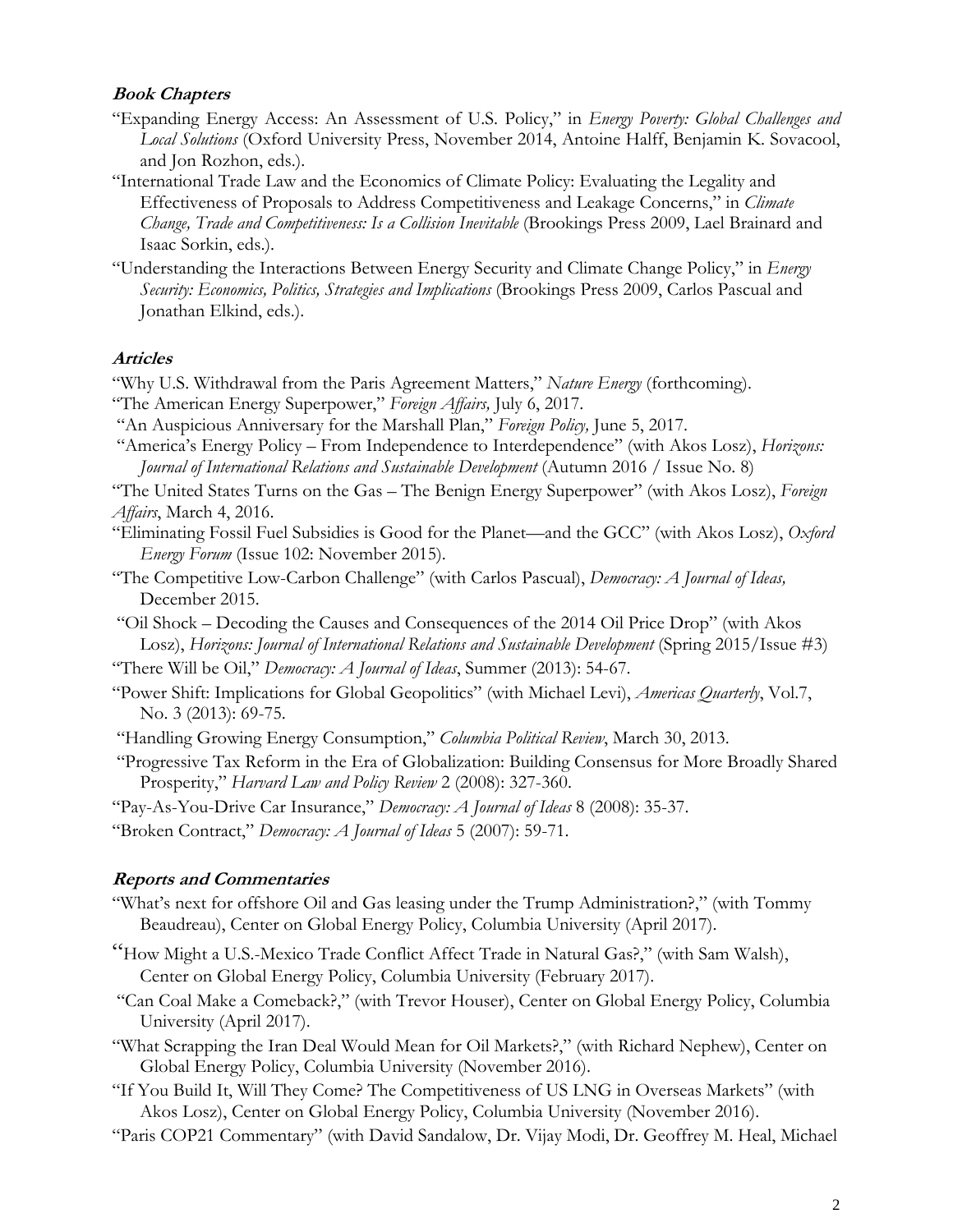### ***Book Chapters***

"Expanding Energy Access: An Assessment of U.S. Policy," in *Energy Poverty: Global Challenges and Local Solutions* (Oxford University Press, November 2014, Antoine Halff, Benjamin K. Sovacool, and Jon Rozhon, eds.).

"International Trade Law and the Economics of Climate Policy: Evaluating the Legality and Effectiveness of Proposals to Address Competitiveness and Leakage Concerns," in *Climate Change, Trade and Competitiveness: Is a Collision Inevitable* (Brookings Press 2009, Lael Brainard and Isaac Sorkin, eds.).

"Understanding the Interactions Between Energy Security and Climate Change Policy," in *Energy Security: Economics, Politics, Strategies and Implications* (Brookings Press 2009, Carlos Pascual and Jonathan Elkind, eds.).

### ***Articles***

"Why U.S. Withdrawal from the Paris Agreement Matters," *Nature Energy* (forthcoming).

"The American Energy Superpower," *Foreign Affairs,* July 6, 2017.

"An Auspicious Anniversary for the Marshall Plan," *Foreign Policy,* June 5, 2017.

"America's Energy Policy – From Independence to Interdependence" (with Akos Losz), *Horizons: Journal of International Relations and Sustainable Development* (Autumn 2016 / Issue No. 8)

"The United States Turns on the Gas – The Benign Energy Superpower" (with Akos Losz), *Foreign Affairs*, March 4, 2016.

"Eliminating Fossil Fuel Subsidies is Good for the Planet—and the GCC" (with Akos Losz), *Oxford Energy Forum* (Issue 102: November 2015).

"The Competitive Low-Carbon Challenge" (with Carlos Pascual), *Democracy: A Journal of Ideas,* December 2015.

"Oil Shock – Decoding the Causes and Consequences of the 2014 Oil Price Drop" (with Akos Losz), *Horizons: Journal of International Relations and Sustainable Development* (Spring 2015/Issue #3)

"There Will be Oil," *Democracy: A Journal of Ideas*, Summer (2013): 54-67.

"Power Shift: Implications for Global Geopolitics" (with Michael Levi), *Americas Quarterly*, Vol.7, No. 3 (2013): 69-75.

"Handling Growing Energy Consumption," *Columbia Political Review*, March 30, 2013.

"Progressive Tax Reform in the Era of Globalization: Building Consensus for More Broadly Shared Prosperity," *Harvard Law and Policy Review* 2 (2008): 327-360.

"Pay-As-You-Drive Car Insurance," *Democracy: A Journal of Ideas* 8 (2008): 35-37.

"Broken Contract," *Democracy: A Journal of Ideas* 5 (2007): 59-71.

### ***Reports and Commentaries***

"What's next for offshore Oil and Gas leasing under the Trump Administration?," (with Tommy Beaudreau), Center on Global Energy Policy, Columbia University (April 2017).

"How Might a U.S.-Mexico Trade Conflict Affect Trade in Natural Gas?," (with Sam Walsh), Center on Global Energy Policy, Columbia University (February 2017).

"Can Coal Make a Comeback?," (with Trevor Houser), Center on Global Energy Policy, Columbia University (April 2017).

"What Scrapping the Iran Deal Would Mean for Oil Markets?," (with Richard Nephew), Center on Global Energy Policy, Columbia University (November 2016).

"If You Build It, Will They Come? The Competitiveness of US LNG in Overseas Markets" (with Akos Losz), Center on Global Energy Policy, Columbia University (November 2016).

"Paris COP21 Commentary" (with David Sandalow, Dr. Vijay Modi, Dr. Geoffrey M. Heal, Michael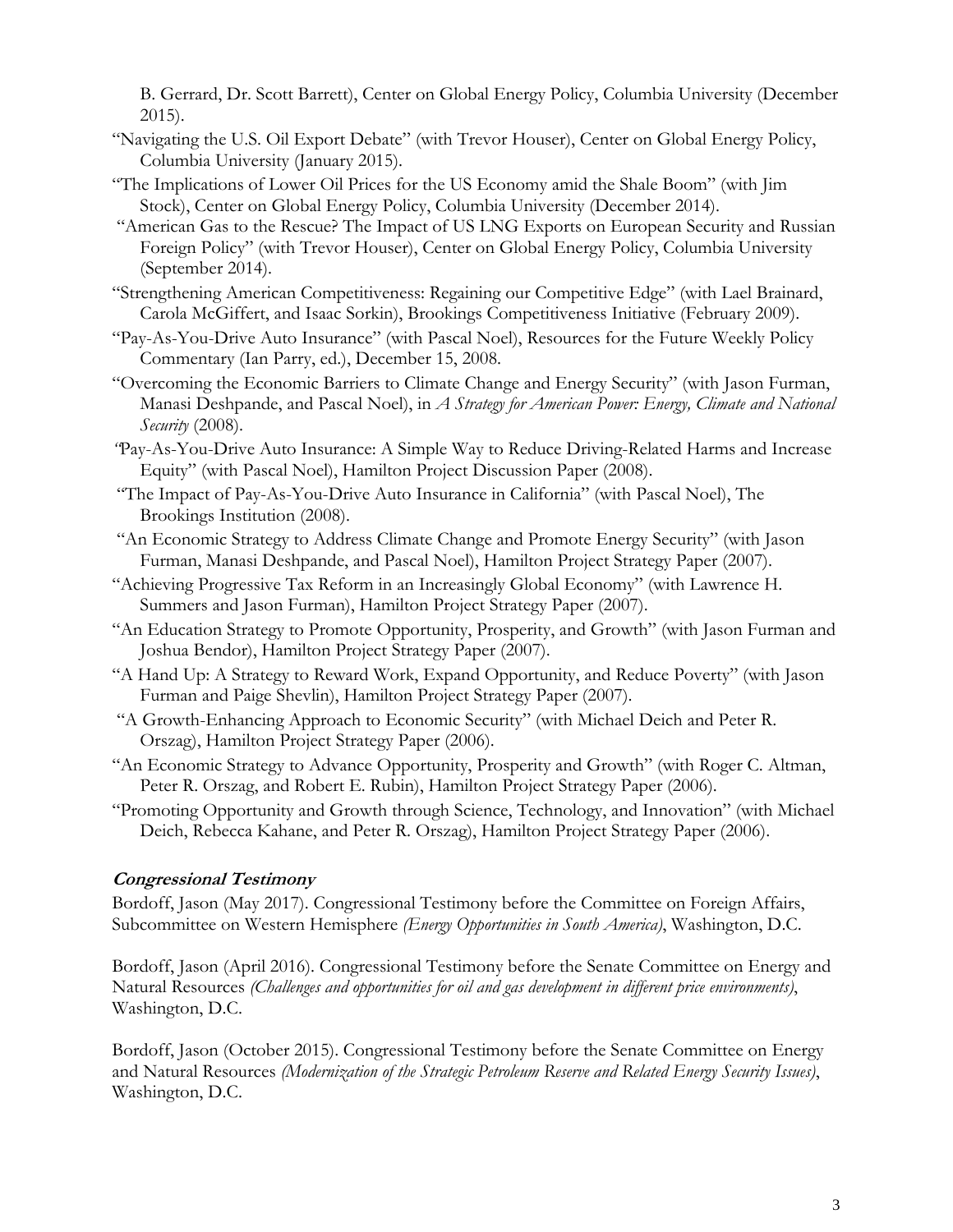B. Gerrard, Dr. Scott Barrett), Center on Global Energy Policy, Columbia University (December 2015).

"Navigating the U.S. Oil Export Debate" (with Trevor Houser), Center on Global Energy Policy, Columbia University (January 2015).

"The Implications of Lower Oil Prices for the US Economy amid the Shale Boom" (with Jim Stock), Center on Global Energy Policy, Columbia University (December 2014).

"American Gas to the Rescue? The Impact of US LNG Exports on European Security and Russian Foreign Policy" (with Trevor Houser), Center on Global Energy Policy, Columbia University (September 2014).

"Strengthening American Competitiveness: Regaining our Competitive Edge" (with Lael Brainard, Carola McGiffert, and Isaac Sorkin), Brookings Competitiveness Initiative (February 2009).

"Pay-As-You-Drive Auto Insurance" (with Pascal Noel), Resources for the Future Weekly Policy Commentary (Ian Parry, ed.), December 15, 2008.

"Overcoming the Economic Barriers to Climate Change and Energy Security" (with Jason Furman, Manasi Deshpande, and Pascal Noel), in *A Strategy for American Power: Energy, Climate and National Security* (2008).

"Pay-As-You-Drive Auto Insurance: A Simple Way to Reduce Driving-Related Harms and Increase Equity" (with Pascal Noel), Hamilton Project Discussion Paper (2008).

"The Impact of Pay-As-You-Drive Auto Insurance in California" (with Pascal Noel), The Brookings Institution (2008).

"An Economic Strategy to Address Climate Change and Promote Energy Security" (with Jason Furman, Manasi Deshpande, and Pascal Noel), Hamilton Project Strategy Paper (2007).

"Achieving Progressive Tax Reform in an Increasingly Global Economy" (with Lawrence H. Summers and Jason Furman), Hamilton Project Strategy Paper (2007).

"An Education Strategy to Promote Opportunity, Prosperity, and Growth" (with Jason Furman and Joshua Bendor), Hamilton Project Strategy Paper (2007).

"A Hand Up: A Strategy to Reward Work, Expand Opportunity, and Reduce Poverty" (with Jason Furman and Paige Shevlin), Hamilton Project Strategy Paper (2007).

"A Growth-Enhancing Approach to Economic Security" (with Michael Deich and Peter R. Orszag), Hamilton Project Strategy Paper (2006).

"An Economic Strategy to Advance Opportunity, Prosperity and Growth" (with Roger C. Altman, Peter R. Orszag, and Robert E. Rubin), Hamilton Project Strategy Paper (2006).

"Promoting Opportunity and Growth through Science, Technology, and Innovation" (with Michael Deich, Rebecca Kahane, and Peter R. Orszag), Hamilton Project Strategy Paper (2006).

### *Congressional Testimony*

Bordoff, Jason (May 2017). Congressional Testimony before the Committee on Foreign Affairs, Subcommittee on Western Hemisphere *(Energy Opportunities in South America)*, Washington, D.C.

Bordoff, Jason (April 2016). Congressional Testimony before the Senate Committee on Energy and Natural Resources *(Challenges and opportunities for oil and gas development in different price environments)*, Washington, D.C.

Bordoff, Jason (October 2015). Congressional Testimony before the Senate Committee on Energy and Natural Resources *(Modernization of the Strategic Petroleum Reserve and Related Energy Security Issues)*, Washington, D.C.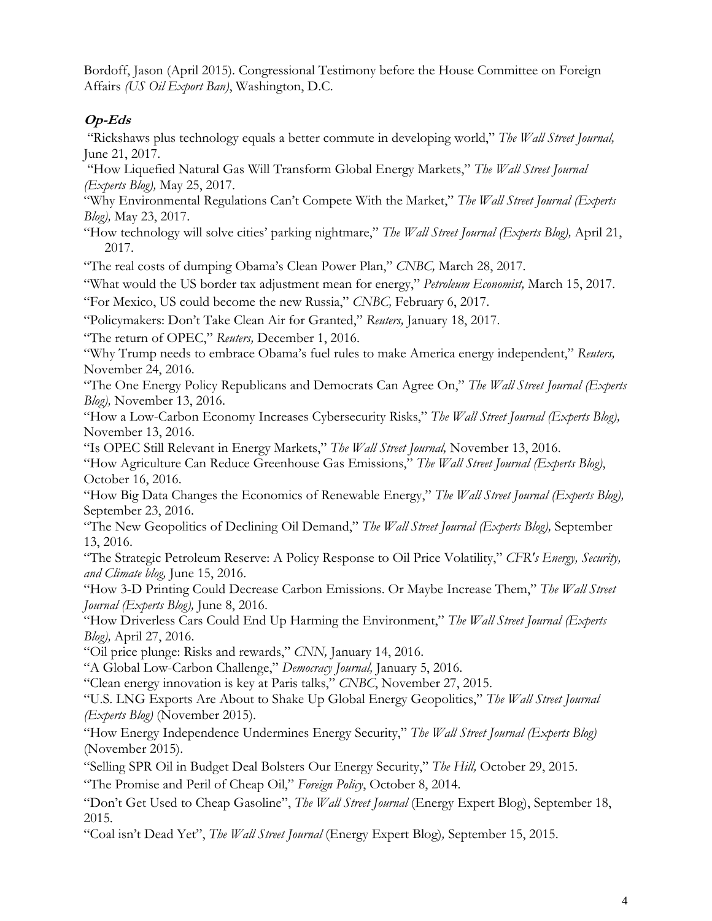Bordoff, Jason (April 2015). Congressional Testimony before the House Committee on Foreign Affairs *(US Oil Export Ban)*, Washington, D.C.

### ***Op-Eds***

"Rickshaws plus technology equals a better commute in developing world," *The Wall Street Journal,* June 21, 2017.

"How Liquefied Natural Gas Will Transform Global Energy Markets," *The Wall Street Journal (Experts Blog),* May 25, 2017.

"Why Environmental Regulations Can't Compete With the Market," *The Wall Street Journal (Experts Blog),* May 23, 2017.

"How technology will solve cities' parking nightmare," *The Wall Street Journal (Experts Blog),* April 21, 2017.

"The real costs of dumping Obama's Clean Power Plan," *CNBC,* March 28, 2017.

"What would the US border tax adjustment mean for energy," *Petroleum Economist,* March 15, 2017.

"For Mexico, US could become the new Russia," *CNBC,* February 6, 2017.

"Policymakers: Don't Take Clean Air for Granted," *Reuters,* January 18, 2017.

"The return of OPEC," *Reuters,* December 1, 2016.

"Why Trump needs to embrace Obama's fuel rules to make America energy independent," *Reuters,* November 24, 2016.

"The One Energy Policy Republicans and Democrats Can Agree On," *The Wall Street Journal (Experts Blog),* November 13, 2016.

"How a Low-Carbon Economy Increases Cybersecurity Risks," *The Wall Street Journal (Experts Blog),* November 13, 2016.

"Is OPEC Still Relevant in Energy Markets," *The Wall Street Journal,* November 13, 2016.

"How Agriculture Can Reduce Greenhouse Gas Emissions," *The Wall Street Journal (Experts Blog)*, October 16, 2016.

"How Big Data Changes the Economics of Renewable Energy," *The Wall Street Journal (Experts Blog),* September 23, 2016.

"The New Geopolitics of Declining Oil Demand," *The Wall Street Journal (Experts Blog),* September 13, 2016.

"The Strategic Petroleum Reserve: A Policy Response to Oil Price Volatility," *CFR's Energy, Security, and Climate blog,* June 15, 2016.

"How 3-D Printing Could Decrease Carbon Emissions. Or Maybe Increase Them," *The Wall Street Journal (Experts Blog),* June 8, 2016.

"How Driverless Cars Could End Up Harming the Environment," *The Wall Street Journal (Experts Blog),* April 27, 2016.

"Oil price plunge: Risks and rewards," *CNN,* January 14, 2016.

"A Global Low-Carbon Challenge," *Democracy Journal,* January 5, 2016.

"Clean energy innovation is key at Paris talks," *CNBC*, November 27, 2015.

"U.S. LNG Exports Are About to Shake Up Global Energy Geopolitics," *The Wall Street Journal (Experts Blog)* (November 2015).

"How Energy Independence Undermines Energy Security," *The Wall Street Journal (Experts Blog)* (November 2015).

"Selling SPR Oil in Budget Deal Bolsters Our Energy Security," *The Hill,* October 29, 2015.

"The Promise and Peril of Cheap Oil," *Foreign Policy*, October 8, 2014.

"Don't Get Used to Cheap Gasoline", *The Wall Street Journal* (Energy Expert Blog), September 18, 2015.

"Coal isn't Dead Yet", *The Wall Street Journal* (Energy Expert Blog), September 15, 2015.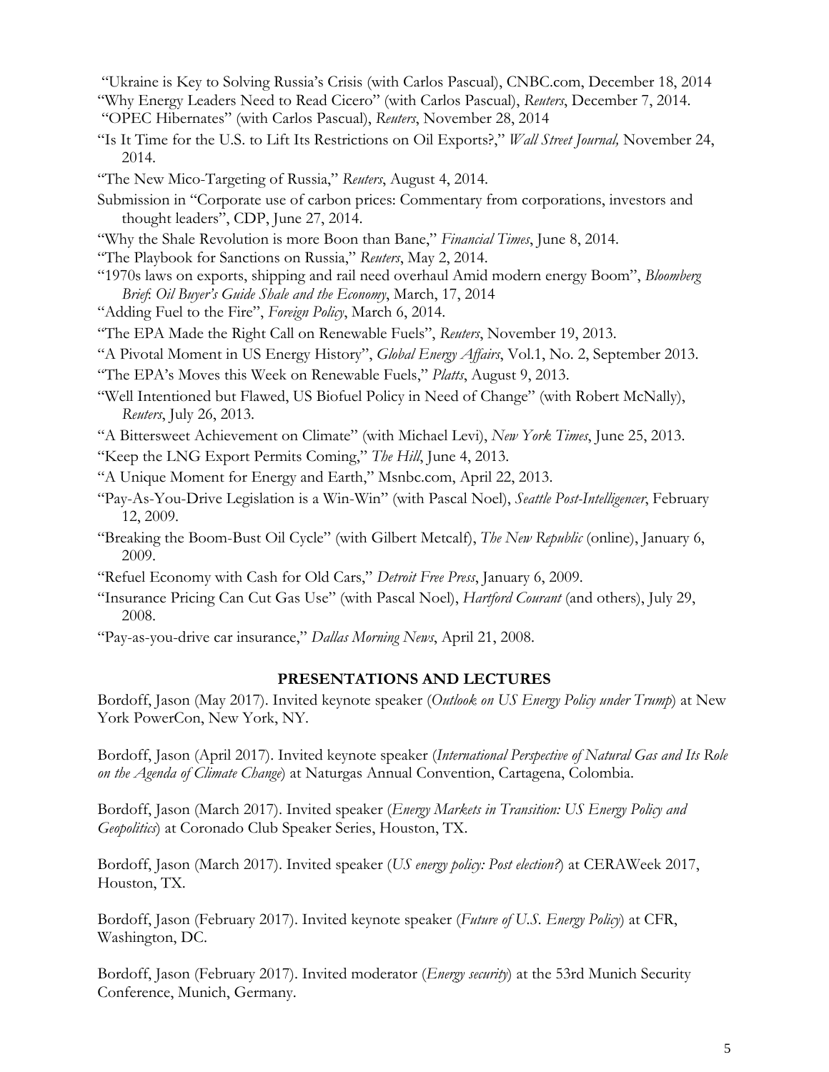"Ukraine is Key to Solving Russia's Crisis (with Carlos Pascual), CNBC.com, December 18, 2014

"Why Energy Leaders Need to Read Cicero" (with Carlos Pascual), *Reuters*, December 7, 2014.

"OPEC Hibernates" (with Carlos Pascual), *Reuters*, November 28, 2014

"Is It Time for the U.S. to Lift Its Restrictions on Oil Exports?," *Wall Street Journal,* November 24, 2014.

"The New Mico-Targeting of Russia," *Reuters*, August 4, 2014.

Submission in "Corporate use of carbon prices: Commentary from corporations, investors and thought leaders", CDP, June 27, 2014.

"Why the Shale Revolution is more Boon than Bane," *Financial Times*, June 8, 2014.

"The Playbook for Sanctions on Russia," *Reuters*, May 2, 2014.

"1970s laws on exports, shipping and rail need overhaul Amid modern energy Boom", *Bloomberg Brief: Oil Buyer's Guide Shale and the Economy*, March, 17, 2014

"Adding Fuel to the Fire", *Foreign Policy*, March 6, 2014.

"The EPA Made the Right Call on Renewable Fuels", *Reuters*, November 19, 2013.

"A Pivotal Moment in US Energy History", *Global Energy Affairs*, Vol.1, No. 2, September 2013.

"The EPA's Moves this Week on Renewable Fuels," *Platts*, August 9, 2013.

"Well Intentioned but Flawed, US Biofuel Policy in Need of Change" (with Robert McNally), *Reuters*, July 26, 2013.

"A Bittersweet Achievement on Climate" (with Michael Levi), *New York Times*, June 25, 2013.

"Keep the LNG Export Permits Coming," *The Hill*, June 4, 2013.

"A Unique Moment for Energy and Earth," Msnbc.com, April 22, 2013.

"Pay-As-You-Drive Legislation is a Win-Win" (with Pascal Noel), *Seattle Post-Intelligencer*, February 12, 2009.

"Breaking the Boom-Bust Oil Cycle" (with Gilbert Metcalf), *The New Republic* (online), January 6, 2009.

"Refuel Economy with Cash for Old Cars," *Detroit Free Press*, January 6, 2009.

"Insurance Pricing Can Cut Gas Use" (with Pascal Noel), *Hartford Courant* (and others), July 29, 2008.

"Pay-as-you-drive car insurance," *Dallas Morning News*, April 21, 2008.

## PRESENTATIONS AND LECTURES

Bordoff, Jason (May 2017). Invited keynote speaker (*Outlook on US Energy Policy under Trump*) at New York PowerCon, New York, NY.

Bordoff, Jason (April 2017). Invited keynote speaker (*International Perspective of Natural Gas and Its Role on the Agenda of Climate Change*) at Naturgas Annual Convention, Cartagena, Colombia.

Bordoff, Jason (March 2017). Invited speaker (*Energy Markets in Transition: US Energy Policy and Geopolitics*) at Coronado Club Speaker Series, Houston, TX.

Bordoff, Jason (March 2017). Invited speaker (*US energy policy: Post election?*) at CERAWeek 2017, Houston, TX.

Bordoff, Jason (February 2017). Invited keynote speaker (*Future of U.S. Energy Policy*) at CFR, Washington, DC.

Bordoff, Jason (February 2017). Invited moderator (*Energy security*) at the 53rd Munich Security Conference, Munich, Germany.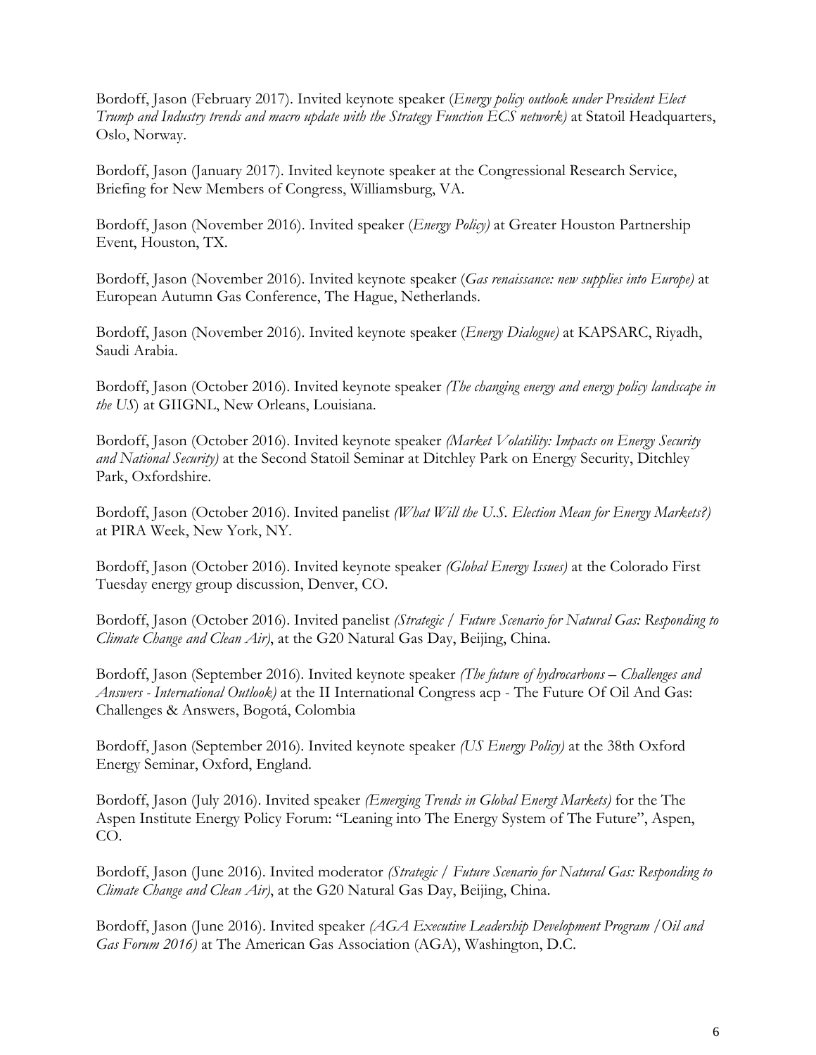Bordoff, Jason (February 2017). Invited keynote speaker (*Energy policy outlook under President Elect Trump and Industry trends and macro update with the Strategy Function ECS network)* at Statoil Headquarters, Oslo, Norway.

Bordoff, Jason (January 2017). Invited keynote speaker at the Congressional Research Service, Briefing for New Members of Congress, Williamsburg, VA.

Bordoff, Jason (November 2016). Invited speaker (*Energy Policy)* at Greater Houston Partnership Event, Houston, TX.

Bordoff, Jason (November 2016). Invited keynote speaker (*Gas renaissance: new supplies into Europe)* at European Autumn Gas Conference, The Hague, Netherlands.

Bordoff, Jason (November 2016). Invited keynote speaker (*Energy Dialogue)* at KAPSARC, Riyadh, Saudi Arabia.

Bordoff, Jason (October 2016). Invited keynote speaker *(The changing energy and energy policy landscape in the US*) at GIIGNL, New Orleans, Louisiana.

Bordoff, Jason (October 2016). Invited keynote speaker *(Market Volatility: Impacts on Energy Security and National Security)* at the Second Statoil Seminar at Ditchley Park on Energy Security, Ditchley Park, Oxfordshire.

Bordoff, Jason (October 2016). Invited panelist *(What Will the U.S. Election Mean for Energy Markets?)* at PIRA Week, New York, NY.

Bordoff, Jason (October 2016). Invited keynote speaker *(Global Energy Issues)* at the Colorado First Tuesday energy group discussion, Denver, CO.

Bordoff, Jason (October 2016). Invited panelist *(Strategic / Future Scenario for Natural Gas: Responding to Climate Change and Clean Air)*, at the G20 Natural Gas Day, Beijing, China.

Bordoff, Jason (September 2016). Invited keynote speaker *(The future of hydrocarbons – Challenges and Answers - International Outlook)* at the II International Congress acp - The Future Of Oil And Gas: Challenges & Answers, Bogotá, Colombia

Bordoff, Jason (September 2016). Invited keynote speaker *(US Energy Policy)* at the 38th Oxford Energy Seminar, Oxford, England.

Bordoff, Jason (July 2016). Invited speaker *(Emerging Trends in Global Energt Markets)* for the The Aspen Institute Energy Policy Forum: "Leaning into The Energy System of The Future", Aspen, CO.

Bordoff, Jason (June 2016). Invited moderator *(Strategic / Future Scenario for Natural Gas: Responding to Climate Change and Clean Air)*, at the G20 Natural Gas Day, Beijing, China.

Bordoff, Jason (June 2016). Invited speaker *(AGA Executive Leadership Development Program /Oil and Gas Forum 2016)* at The American Gas Association (AGA), Washington, D.C.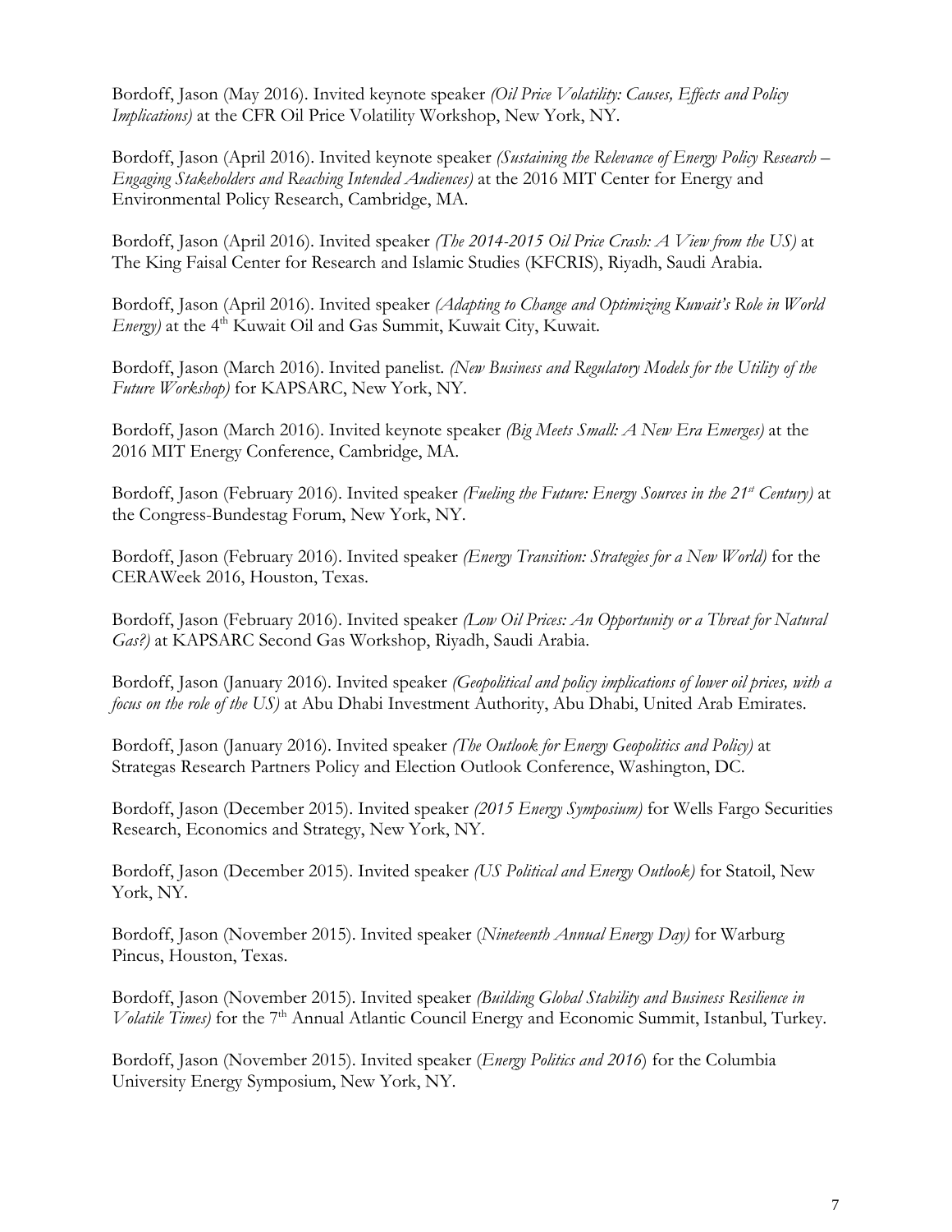Bordoff, Jason (May 2016). Invited keynote speaker *(Oil Price Volatility: Causes, Effects and Policy Implications)* at the CFR Oil Price Volatility Workshop, New York, NY.

Bordoff, Jason (April 2016). Invited keynote speaker *(Sustaining the Relevance of Energy Policy Research – Engaging Stakeholders and Reaching Intended Audiences)* at the 2016 MIT Center for Energy and Environmental Policy Research, Cambridge, MA.

Bordoff, Jason (April 2016). Invited speaker *(The 2014-2015 Oil Price Crash: A View from the US)* at The King Faisal Center for Research and Islamic Studies (KFCRIS), Riyadh, Saudi Arabia.

Bordoff, Jason (April 2016). Invited speaker *(Adapting to Change and Optimizing Kuwait's Role in World Energy)* at the 4th Kuwait Oil and Gas Summit, Kuwait City, Kuwait.

Bordoff, Jason (March 2016). Invited panelist. *(New Business and Regulatory Models for the Utility of the Future Workshop)* for KAPSARC, New York, NY.

Bordoff, Jason (March 2016). Invited keynote speaker *(Big Meets Small: A New Era Emerges)* at the 2016 MIT Energy Conference, Cambridge, MA.

Bordoff, Jason (February 2016). Invited speaker *(Fueling the Future: Energy Sources in the 21st Century)* at the Congress-Bundestag Forum, New York, NY.

Bordoff, Jason (February 2016). Invited speaker *(Energy Transition: Strategies for a New World)* for the CERAWeek 2016, Houston, Texas.

Bordoff, Jason (February 2016). Invited speaker *(Low Oil Prices: An Opportunity or a Threat for Natural Gas?)* at KAPSARC Second Gas Workshop, Riyadh, Saudi Arabia.

Bordoff, Jason (January 2016). Invited speaker *(Geopolitical and policy implications of lower oil prices, with a focus on the role of the US)* at Abu Dhabi Investment Authority, Abu Dhabi, United Arab Emirates.

Bordoff, Jason (January 2016). Invited speaker *(The Outlook for Energy Geopolitics and Policy)* at Strategas Research Partners Policy and Election Outlook Conference, Washington, DC.

Bordoff, Jason (December 2015). Invited speaker *(2015 Energy Symposium)* for Wells Fargo Securities Research, Economics and Strategy, New York, NY.

Bordoff, Jason (December 2015). Invited speaker *(US Political and Energy Outlook)* for Statoil, New York, NY.

Bordoff, Jason (November 2015). Invited speaker (*Nineteenth Annual Energy Day)* for Warburg Pincus, Houston, Texas.

Bordoff, Jason (November 2015). Invited speaker *(Building Global Stability and Business Resilience in Volatile Times)* for the 7th Annual Atlantic Council Energy and Economic Summit, Istanbul, Turkey.

Bordoff, Jason (November 2015). Invited speaker (*Energy Politics and 2016*) for the Columbia University Energy Symposium, New York, NY.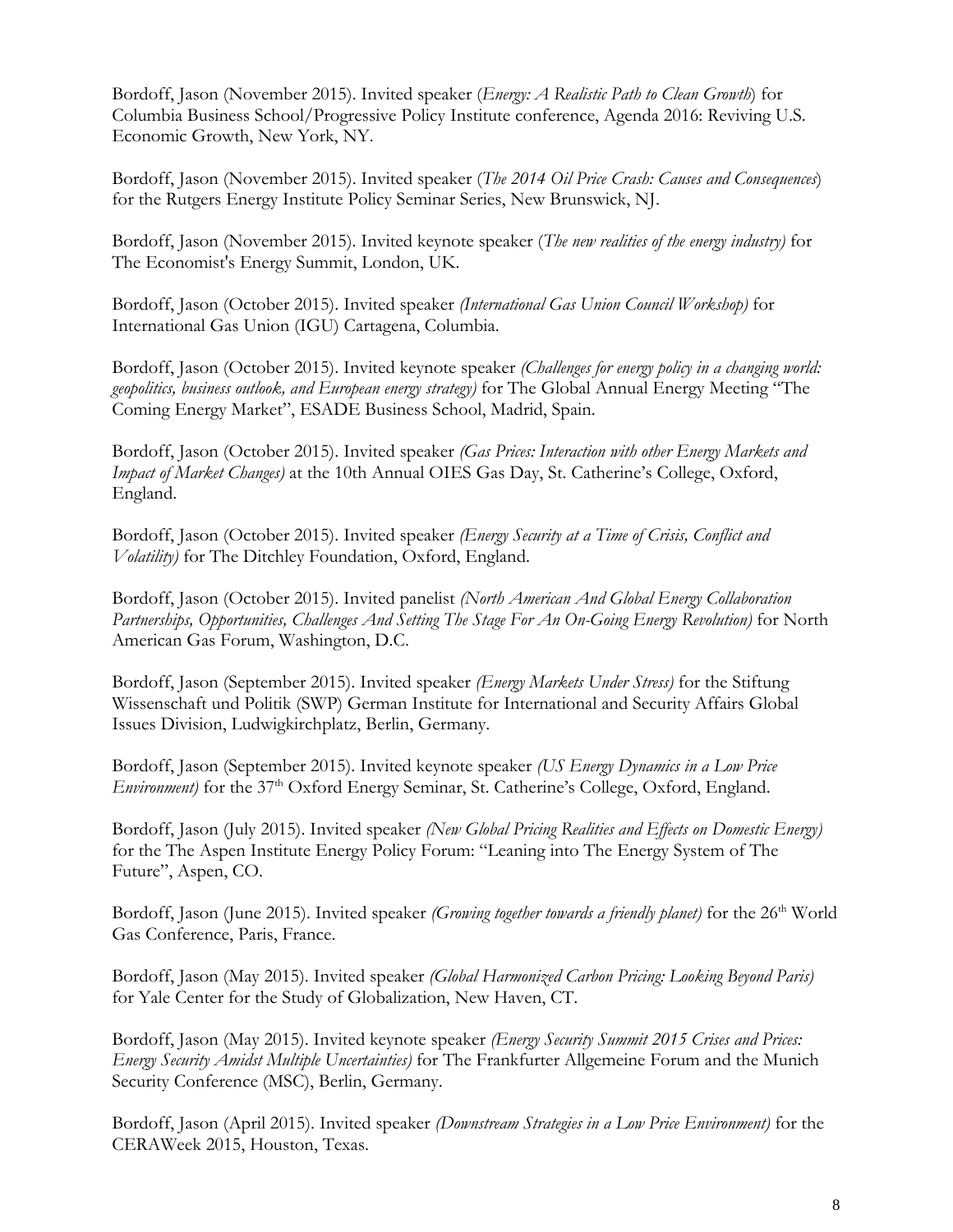Bordoff, Jason (November 2015). Invited speaker (*Energy: A Realistic Path to Clean Growth*) for Columbia Business School/Progressive Policy Institute conference, Agenda 2016: Reviving U.S. Economic Growth, New York, NY.

Bordoff, Jason (November 2015). Invited speaker (*The 2014 Oil Price Crash: Causes and Consequences*) for the Rutgers Energy Institute Policy Seminar Series, New Brunswick, NJ.

Bordoff, Jason (November 2015). Invited keynote speaker (*The new realities of the energy industry)* for The Economist's Energy Summit, London, UK.

Bordoff, Jason (October 2015). Invited speaker *(International Gas Union Council Workshop)* for International Gas Union (IGU) Cartagena, Columbia.

Bordoff, Jason (October 2015). Invited keynote speaker *(Challenges for energy policy in a changing world: geopolitics, business outlook, and European energy strategy)* for The Global Annual Energy Meeting "The Coming Energy Market", ESADE Business School, Madrid, Spain.

Bordoff, Jason (October 2015). Invited speaker *(Gas Prices: Interaction with other Energy Markets and Impact of Market Changes)* at the 10th Annual OIES Gas Day, St. Catherine's College, Oxford, England.

Bordoff, Jason (October 2015). Invited speaker *(Energy Security at a Time of Crisis, Conflict and Volatility)* for The Ditchley Foundation, Oxford, England.

Bordoff, Jason (October 2015). Invited panelist *(North American And Global Energy Collaboration Partnerships, Opportunities, Challenges And Setting The Stage For An On-Going Energy Revolution)* for North American Gas Forum, Washington, D.C.

Bordoff, Jason (September 2015). Invited speaker *(Energy Markets Under Stress)* for the Stiftung Wissenschaft und Politik (SWP) German Institute for International and Security Affairs Global Issues Division, Ludwigkirchplatz, Berlin, Germany.

Bordoff, Jason (September 2015). Invited keynote speaker *(US Energy Dynamics in a Low Price Environment)* for the 37th Oxford Energy Seminar, St. Catherine's College, Oxford, England.

Bordoff, Jason (July 2015). Invited speaker *(New Global Pricing Realities and Effects on Domestic Energy)* for the The Aspen Institute Energy Policy Forum: "Leaning into The Energy System of The Future", Aspen, CO.

Bordoff, Jason (June 2015). Invited speaker *(Growing together towards a friendly planet)* for the 26th World Gas Conference, Paris, France.

Bordoff, Jason (May 2015). Invited speaker *(Global Harmonized Carbon Pricing: Looking Beyond Paris)* for Yale Center for the Study of Globalization, New Haven, CT.

Bordoff, Jason (May 2015). Invited keynote speaker *(Energy Security Summit 2015 Crises and Prices: Energy Security Amidst Multiple Uncertainties)* for The Frankfurter Allgemeine Forum and the Munich Security Conference (MSC), Berlin, Germany.

Bordoff, Jason (April 2015). Invited speaker *(Downstream Strategies in a Low Price Environment)* for the CERAWeek 2015, Houston, Texas.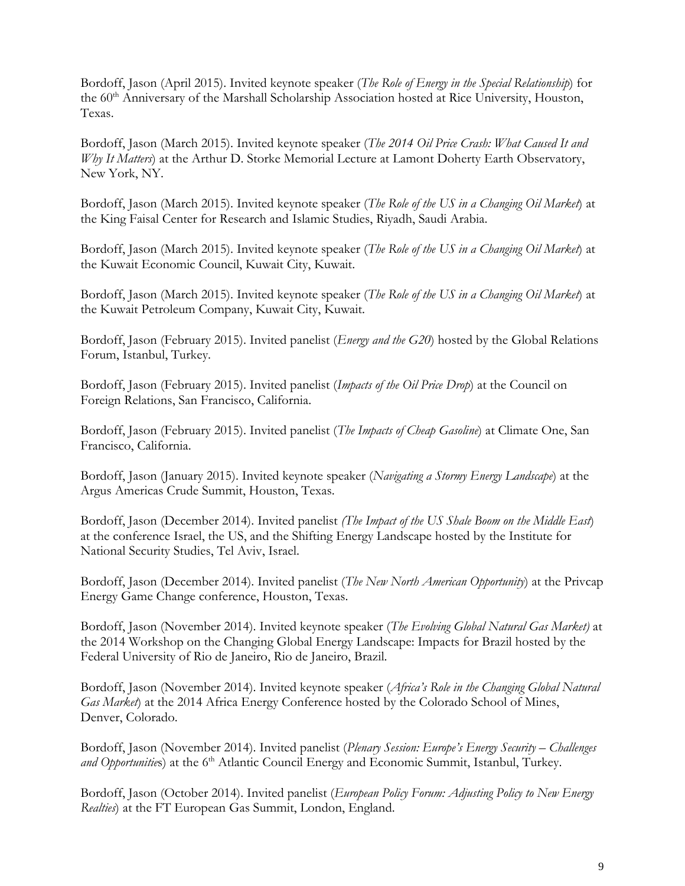Bordoff, Jason (April 2015). Invited keynote speaker (*The Role of Energy in the Special Relationship*) for the 60th Anniversary of the Marshall Scholarship Association hosted at Rice University, Houston, Texas.

Bordoff, Jason (March 2015). Invited keynote speaker (*The 2014 Oil Price Crash: What Caused It and Why It Matters*) at the Arthur D. Storke Memorial Lecture at Lamont Doherty Earth Observatory, New York, NY.

Bordoff, Jason (March 2015). Invited keynote speaker (*The Role of the US in a Changing Oil Market*) at the King Faisal Center for Research and Islamic Studies, Riyadh, Saudi Arabia.

Bordoff, Jason (March 2015). Invited keynote speaker (*The Role of the US in a Changing Oil Market*) at the Kuwait Economic Council, Kuwait City, Kuwait.

Bordoff, Jason (March 2015). Invited keynote speaker (*The Role of the US in a Changing Oil Market*) at the Kuwait Petroleum Company, Kuwait City, Kuwait.

Bordoff, Jason (February 2015). Invited panelist (*Energy and the G20*) hosted by the Global Relations Forum, Istanbul, Turkey.

Bordoff, Jason (February 2015). Invited panelist (*Impacts of the Oil Price Drop*) at the Council on Foreign Relations, San Francisco, California.

Bordoff, Jason (February 2015). Invited panelist (*The Impacts of Cheap Gasoline*) at Climate One, San Francisco, California.

Bordoff, Jason (January 2015). Invited keynote speaker (*Navigating a Stormy Energy Landscape*) at the Argus Americas Crude Summit, Houston, Texas.

Bordoff, Jason (December 2014). Invited panelist *(The Impact of the US Shale Boom on the Middle East*) at the conference Israel, the US, and the Shifting Energy Landscape hosted by the Institute for National Security Studies, Tel Aviv, Israel.

Bordoff, Jason (December 2014). Invited panelist (*The New North American Opportunity*) at the Privcap Energy Game Change conference, Houston, Texas.

Bordoff, Jason (November 2014). Invited keynote speaker (*The Evolving Global Natural Gas Market)* at the 2014 Workshop on the Changing Global Energy Landscape: Impacts for Brazil hosted by the Federal University of Rio de Janeiro, Rio de Janeiro, Brazil.

Bordoff, Jason (November 2014). Invited keynote speaker (*Africa's Role in the Changing Global Natural Gas Market*) at the 2014 Africa Energy Conference hosted by the Colorado School of Mines, Denver, Colorado.

Bordoff, Jason (November 2014). Invited panelist (*Plenary Session: Europe's Energy Security – Challenges and Opportunities*) at the 6th Atlantic Council Energy and Economic Summit, Istanbul, Turkey.

Bordoff, Jason (October 2014). Invited panelist (*European Policy Forum: Adjusting Policy to New Energy Realties*) at the FT European Gas Summit, London, England.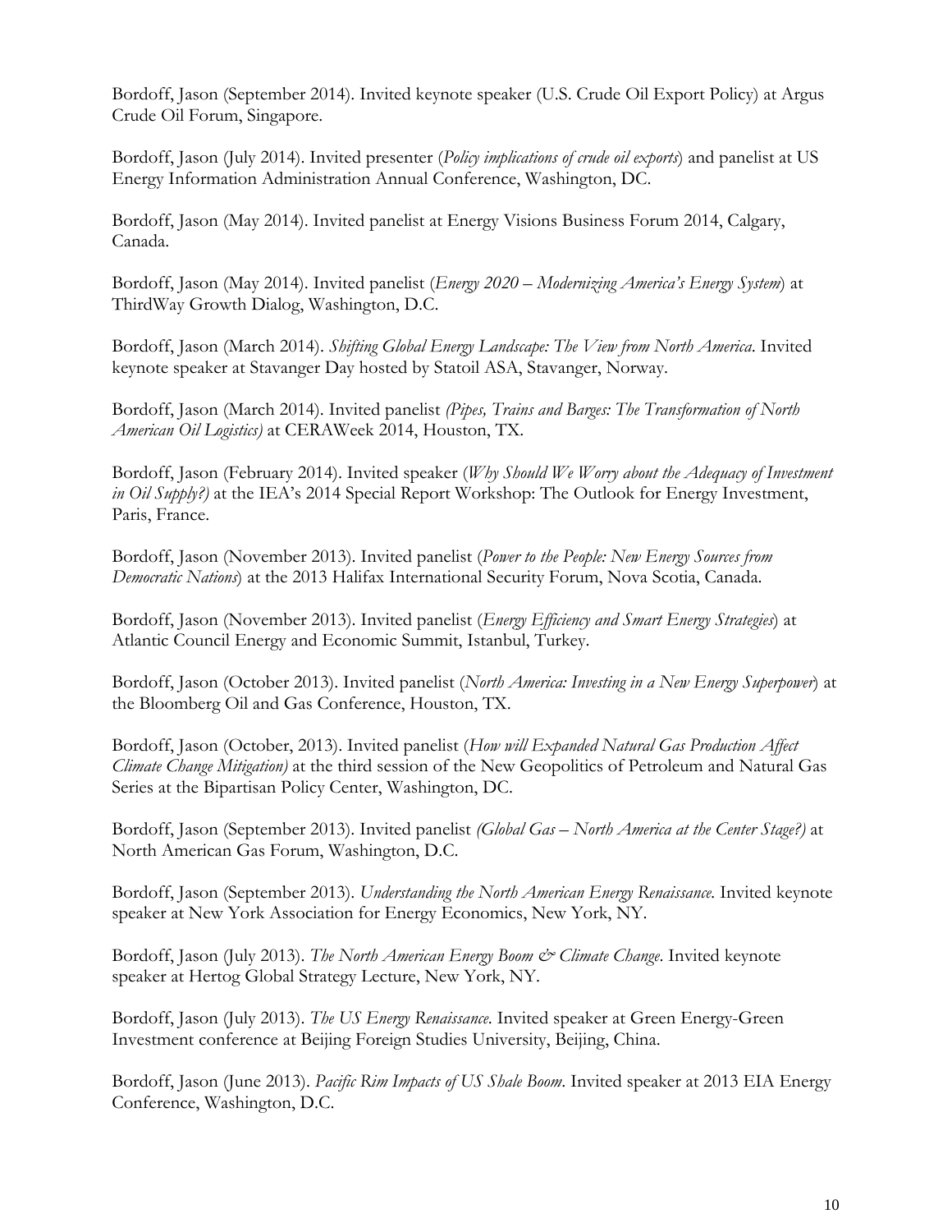Bordoff, Jason (September 2014). Invited keynote speaker (U.S. Crude Oil Export Policy) at Argus Crude Oil Forum, Singapore.

Bordoff, Jason (July 2014). Invited presenter (*Policy implications of crude oil exports*) and panelist at US Energy Information Administration Annual Conference, Washington, DC.

Bordoff, Jason (May 2014). Invited panelist at Energy Visions Business Forum 2014, Calgary, Canada.

Bordoff, Jason (May 2014). Invited panelist (*Energy 2020 – Modernizing America's Energy System*) at ThirdWay Growth Dialog, Washington, D.C.

Bordoff, Jason (March 2014). *Shifting Global Energy Landscape: The View from North America*. Invited keynote speaker at Stavanger Day hosted by Statoil ASA, Stavanger, Norway.

Bordoff, Jason (March 2014). Invited panelist *(Pipes, Trains and Barges: The Transformation of North American Oil Logistics)* at CERAWeek 2014, Houston, TX.

Bordoff, Jason (February 2014). Invited speaker (*Why Should We Worry about the Adequacy of Investment in Oil Supply?)* at the IEA's 2014 Special Report Workshop: The Outlook for Energy Investment, Paris, France.

Bordoff, Jason (November 2013). Invited panelist (*Power to the People: New Energy Sources from Democratic Nations*) at the 2013 Halifax International Security Forum, Nova Scotia, Canada.

Bordoff, Jason (November 2013). Invited panelist (*Energy Efficiency and Smart Energy Strategies*) at Atlantic Council Energy and Economic Summit, Istanbul, Turkey.

Bordoff, Jason (October 2013). Invited panelist (*North America: Investing in a New Energy Superpower*) at the Bloomberg Oil and Gas Conference, Houston, TX.

Bordoff, Jason (October, 2013). Invited panelist (*How will Expanded Natural Gas Production Affect Climate Change Mitigation)* at the third session of the New Geopolitics of Petroleum and Natural Gas Series at the Bipartisan Policy Center, Washington, DC.

Bordoff, Jason (September 2013). Invited panelist *(Global Gas – North America at the Center Stage?)* at North American Gas Forum, Washington, D.C.

Bordoff, Jason (September 2013). *Understanding the North American Energy Renaissance.* Invited keynote speaker at New York Association for Energy Economics, New York, NY.

Bordoff, Jason (July 2013). *The North American Energy Boom & Climate Change*. Invited keynote speaker at Hertog Global Strategy Lecture, New York, NY.

Bordoff, Jason (July 2013). *The US Energy Renaissance.* Invited speaker at Green Energy-Green Investment conference at Beijing Foreign Studies University, Beijing, China.

Bordoff, Jason (June 2013). *Pacific Rim Impacts of US Shale Boom.* Invited speaker at 2013 EIA Energy Conference, Washington, D.C.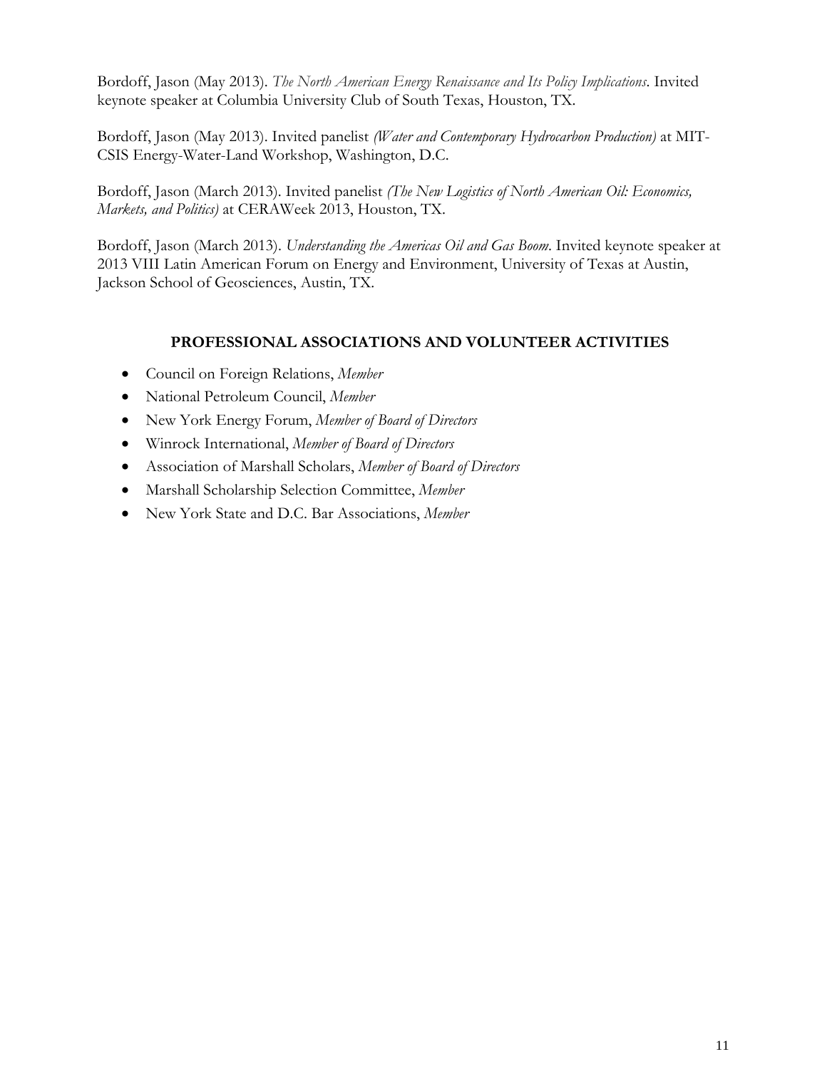Bordoff, Jason (May 2013). *The North American Energy Renaissance and Its Policy Implications*. Invited keynote speaker at Columbia University Club of South Texas, Houston, TX.

Bordoff, Jason (May 2013). Invited panelist *(Water and Contemporary Hydrocarbon Production)* at MIT-CSIS Energy-Water-Land Workshop, Washington, D.C.

Bordoff, Jason (March 2013). Invited panelist *(The New Logistics of North American Oil: Economics, Markets, and Politics)* at CERAWeek 2013, Houston, TX.

Bordoff, Jason (March 2013). *Understanding the Americas Oil and Gas Boom*. Invited keynote speaker at 2013 VIII Latin American Forum on Energy and Environment, University of Texas at Austin, Jackson School of Geosciences, Austin, TX.

## PROFESSIONAL ASSOCIATIONS AND VOLUNTEER ACTIVITIES

- Council on Foreign Relations, *Member*
- National Petroleum Council, *Member*
- New York Energy Forum, *Member of Board of Directors*
- Winrock International, *Member of Board of Directors*
- Association of Marshall Scholars, *Member of Board of Directors*
- Marshall Scholarship Selection Committee, *Member*
- New York State and D.C. Bar Associations, *Member*